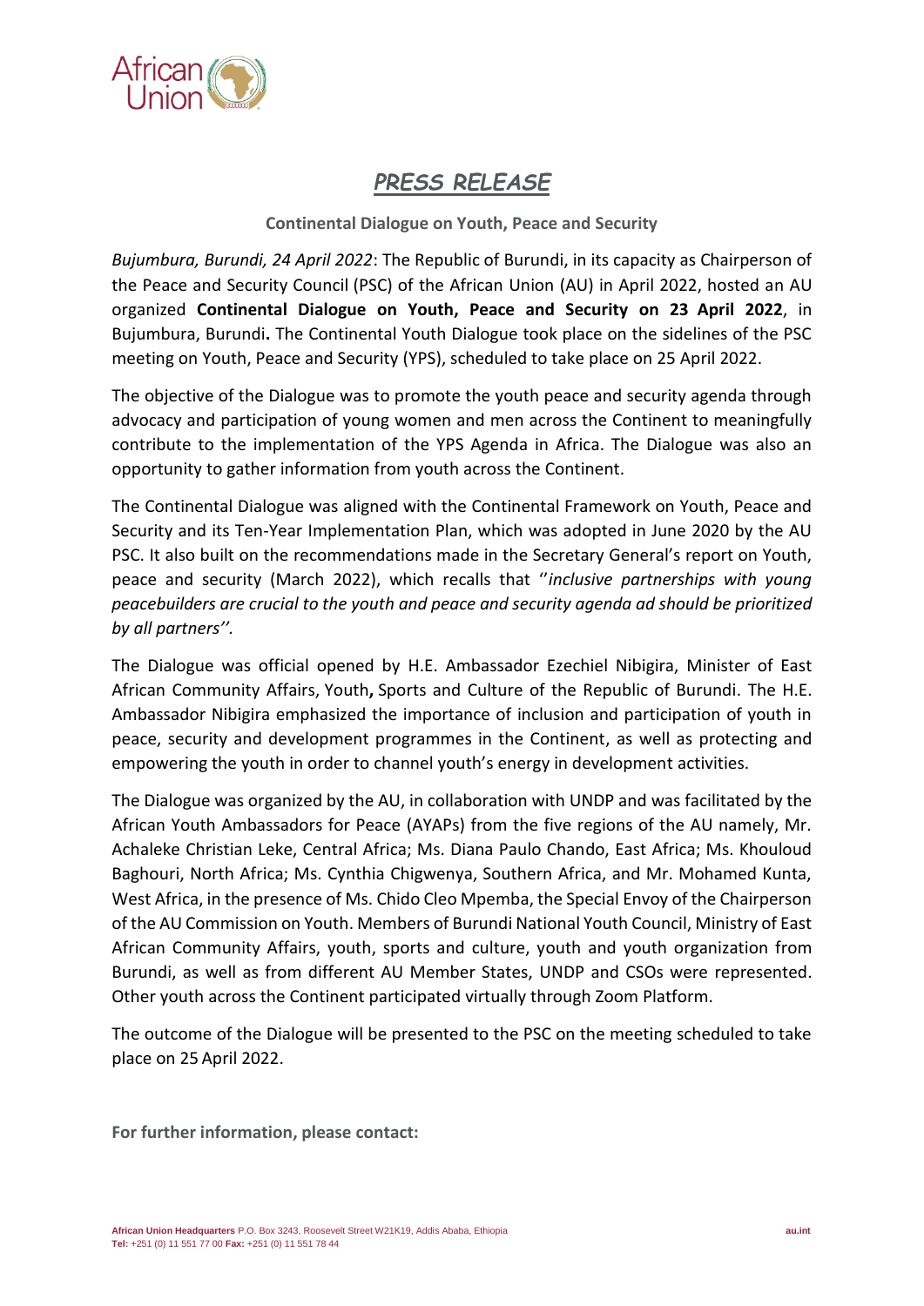# *PRESS RELEASE*

**Continental Dialogue on Youth, Peace and Security**

*Bujumbura, Burundi, 24 April 2022*: The Republic of Burundi, in its capacity as Chairperson of the Peace and Security Council (PSC) of the African Union (AU) in April 2022, hosted an AU organized **Continental Dialogue on Youth, Peace and Security on 23 April 2022**, in Bujumbura, Burundi**.** The Continental Youth Dialogue took place on the sidelines of the PSC meeting on Youth, Peace and Security (YPS), scheduled to take place on 25 April 2022.

The objective of the Dialogue was to promote the youth peace and security agenda through advocacy and participation of young women and men across the Continent to meaningfully contribute to the implementation of the YPS Agenda in Africa. The Dialogue was also an opportunity to gather information from youth across the Continent.

The Continental Dialogue was aligned with the Continental Framework on Youth, Peace and Security and its Ten-Year Implementation Plan, which was adopted in June 2020 by the AU PSC. It also built on the recommendations made in the Secretary General's report on Youth, peace and security (March 2022), which recalls that ''*inclusive partnerships with young peacebuilders are crucial to the youth and peace and security agenda ad should be prioritized by all partners''.*

The Dialogue was official opened by H.E. Ambassador Ezechiel Nibigira, Minister of East African Community Affairs, Youth**,** Sports and Culture of the Republic of Burundi. The H.E. Ambassador Nibigira emphasized the importance of inclusion and participation of youth in peace, security and development programmes in the Continent, as well as protecting and empowering the youth in order to channel youth's energy in development activities.

The Dialogue was organized by the AU, in collaboration with UNDP and was facilitated by the African Youth Ambassadors for Peace (AYAPs) from the five regions of the AU namely, Mr. Achaleke Christian Leke, Central Africa; Ms. Diana Paulo Chando, East Africa; Ms. Khouloud Baghouri, North Africa; Ms. Cynthia Chigwenya, Southern Africa, and Mr. Mohamed Kunta, West Africa, in the presence of Ms. Chido Cleo Mpemba, the Special Envoy of the Chairperson of the AU Commission on Youth. Members of Burundi National Youth Council, Ministry of East African Community Affairs, youth, sports and culture, youth and youth organization from Burundi, as well as from different AU Member States, UNDP and CSOs were represented. Other youth across the Continent participated virtually through Zoom Platform.

The outcome of the Dialogue will be presented to the PSC on the meeting scheduled to take place on 25 April 2022.

**For further information, please contact:**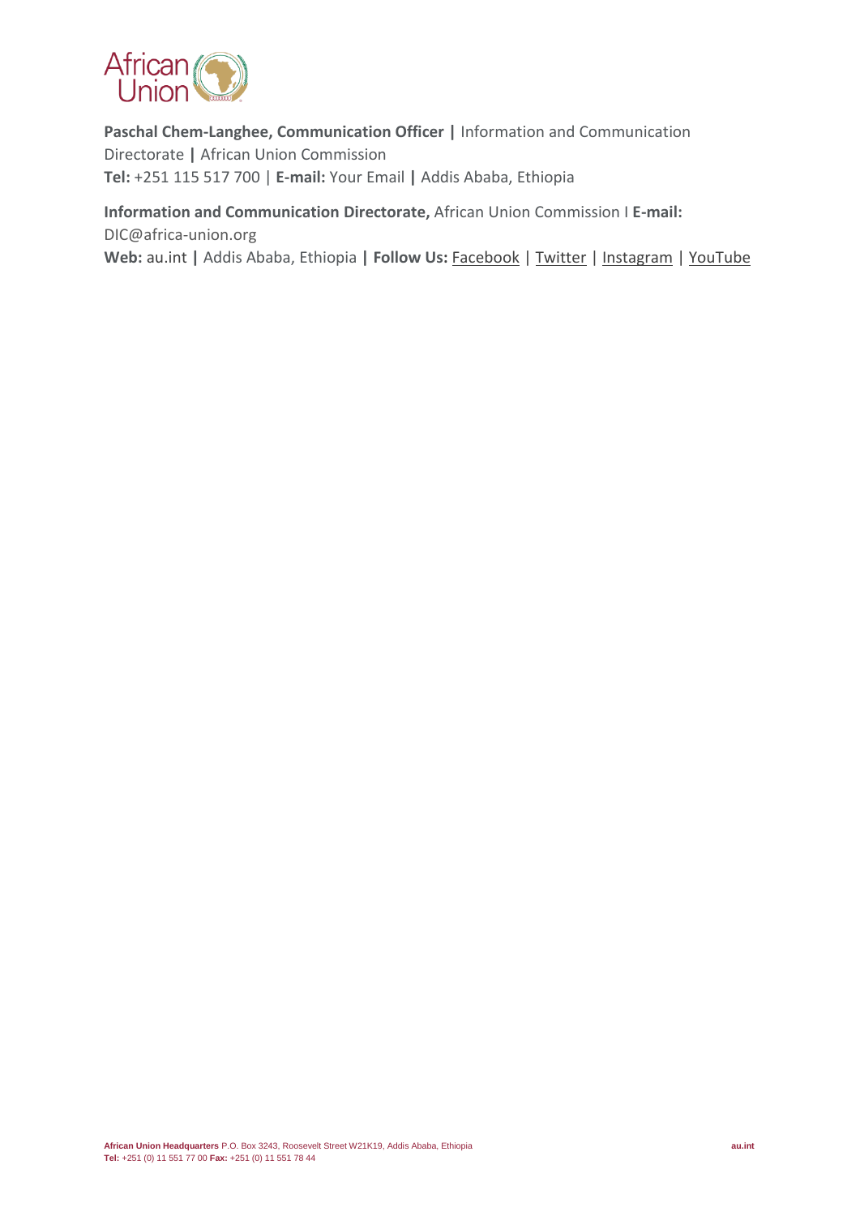**Paschal Chem-Langhee, Communication Officer |** Information and Communication Directorate **|** African Union Commission
**Tel:** +251 115 517 700 | **E-mail:** Your Email **|** Addis Ababa, Ethiopia

**Information and Communication Directorate,** African Union Commission I **E-mail:** DIC@africa-union.org
**Web:** au.int **|** Addis Ababa, Ethiopia **| Follow Us:** Facebook | Twitter | Instagram | YouTube